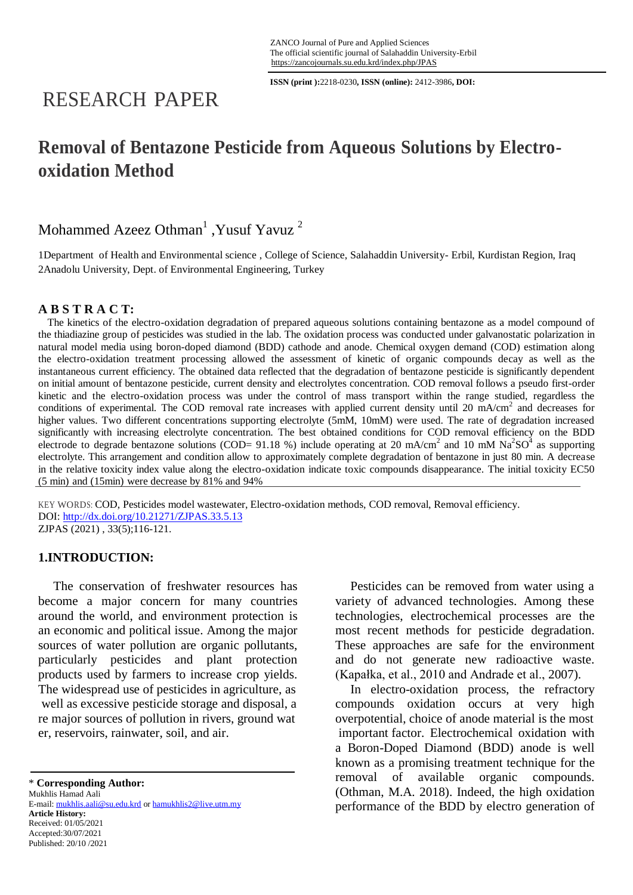ZANCO Journal of Pure and Applied Sciences
The official scientific journal of Salahaddin University-Erbil
https://zancojournals.su.edu.krd/index.php/JPAS

**ISSN (print ):**2218-0230**, ISSN (online):** 2412-3986**, DOI:**

# RESEARCH PAPER

# Removal of Bentazone Pesticide from Aqueous Solutions by Electro-oxidation Method

Mohammed Azeez Othman[1] ,Yusuf Yavuz [2]

1Department of Health and Environmental science , College of Science, Salahaddin University- Erbil, Kurdistan Region, Iraq
2Anadolu University, Dept. of Environmental Engineering, Turkey

## A B S T R A C T:

The kinetics of the electro-oxidation degradation of prepared aqueous solutions containing bentazone as a model compound of the thiadiazine group of pesticides was studied in the lab. The oxidation process was conducted under galvanostatic polarization in natural model media using boron-doped diamond (BDD) cathode and anode. Chemical oxygen demand (COD) estimation along the electro-oxidation treatment processing allowed the assessment of kinetic of organic compounds decay as well as the instantaneous current efficiency. The obtained data reflected that the degradation of bentazone pesticide is significantly dependent on initial amount of bentazone pesticide, current density and electrolytes concentration. COD removal follows a pseudo first-order kinetic and the electro-oxidation process was under the control of mass transport within the range studied, regardless the conditions of experimental. The COD removal rate increases with applied current density until 20 mA/cm$^2$ and decreases for higher values. Two different concentrations supporting electrolyte (5mM, 10mM) were used. The rate of degradation increased significantly with increasing electrolyte concentration. The best obtained conditions for COD removal efficiency on the BDD electrode to degrade bentazone solutions (COD= 91.18 %) include operating at 20 mA/cm$^2$ and 10 mM $Na^2SO^4$ as supporting electrolyte. This arrangement and condition allow to approximately complete degradation of bentazone in just 80 min. A decrease in the relative toxicity index value along the electro-oxidation indicate toxic compounds disappearance. The initial toxicity EC50 (5 min) and (15min) were decrease by 81% and 94%

KEY WORDS: COD, Pesticides model wastewater, Electro-oxidation methods, COD removal, Removal efficiency.
DOI: http://dx.doi.org/10.21271/ZJPAS.33.5.13
ZJPAS (2021) , 33(5);116-121.

## 1.INTRODUCTION:

The conservation of freshwater resources has become a major concern for many countries around the world, and environment protection is an economic and political issue. Among the major sources of water pollution are organic pollutants, particularly pesticides and plant protection products used by farmers to increase crop yields. The widespread use of pesticides in agriculture, as well as excessive pesticide storage and disposal, are major sources of pollution in rivers, ground water, reservoirs, rainwater, soil, and air.

Pesticides can be removed from water using a variety of advanced technologies. Among these technologies, electrochemical processes are the most recent methods for pesticide degradation. These approaches are safe for the environment and do not generate new radioactive waste. (Kapałka, et al., 2010 and Andrade et al., 2007).

In electro-oxidation process, the refractory compounds oxidation occurs at very high overpotential, choice of anode material is the most important factor. Electrochemical oxidation with a Boron-Doped Diamond (BDD) anode is well known as a promising treatment technique for the removal of available organic compounds. (Othman, M.A. 2018). Indeed, the high oxidation performance of the BDD by electro generation of

\* **Corresponding Author:**
Mukhlis Hamad Aali
E-mail: mukhlis.aali@su.edu.krd or hamukhlis2@live.utm.my
**Article History:**
Received: 01/05/2021
Accepted:30/07/2021
Published: 20/10 /2021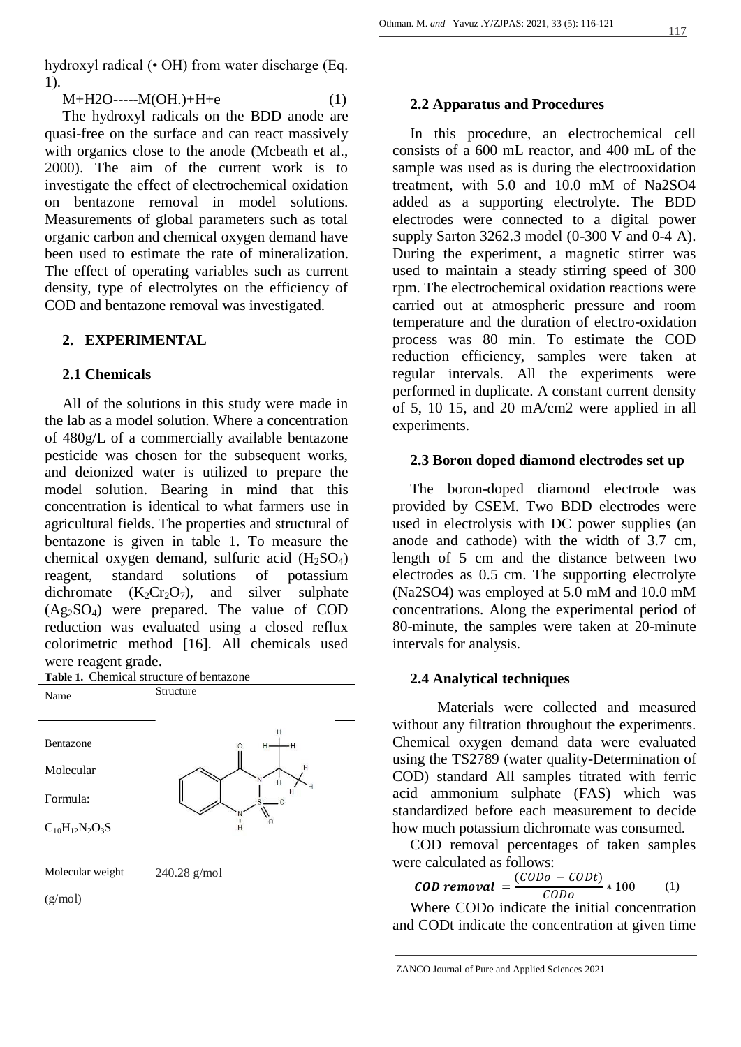hydroxyl radical (• OH) from water discharge (Eq. 1).

$$M+H2O\text{-----}M(OH.)+H+e \qquad (1)$$

The hydroxyl radicals on the BDD anode are quasi-free on the surface and can react massively with organics close to the anode (Mcbeath et al., 2000). The aim of the current work is to investigate the effect of electrochemical oxidation on bentazone removal in model solutions. Measurements of global parameters such as total organic carbon and chemical oxygen demand have been used to estimate the rate of mineralization. The effect of operating variables such as current density, type of electrolytes on the efficiency of COD and bentazone removal was investigated.

## 2. EXPERIMENTAL

### 2.1 Chemicals

All of the solutions in this study were made in the lab as a model solution. Where a concentration of 480g/L of a commercially available bentazone pesticide was chosen for the subsequent works, and deionized water is utilized to prepare the model solution. Bearing in mind that this concentration is identical to what farmers use in agricultural fields. The properties and structural of bentazone is given in table 1. To measure the chemical oxygen demand, sulfuric acid ($H_2SO_4$) reagent, standard solutions of potassium dichromate ($K_2Cr_2O_7$), and silver sulphate ($Ag_2SO_4$) were prepared. The value of COD reduction was evaluated using a closed reflux colorimetric method [16]. All chemicals used were reagent grade.

**Table 1.** Chemical structure of bentazone

| Name | Structure |
|---|---|
| Bentazone<br>Molecular Formula:<br>$C_{10}H_{12}N_2O_3S$ | |
| Molecular weight (g/mol) | 240.28 g/mol |

### 2.2 Apparatus and Procedures

In this procedure, an electrochemical cell consists of a 600 mL reactor, and 400 mL of the sample was used as is during the electrooxidation treatment, with 5.0 and 10.0 mM of Na2SO4 added as a supporting electrolyte. The BDD electrodes were connected to a digital power supply Sarton 3262.3 model (0-300 V and 0-4 A). During the experiment, a magnetic stirrer was used to maintain a steady stirring speed of 300 rpm. The electrochemical oxidation reactions were carried out at atmospheric pressure and room temperature and the duration of electro-oxidation process was 80 min. To estimate the COD reduction efficiency, samples were taken at regular intervals. All the experiments were performed in duplicate. A constant current density of 5, 10 15, and 20 mA/cm2 were applied in all experiments.

### 2.3 Boron doped diamond electrodes set up

The boron-doped diamond electrode was provided by CSEM. Two BDD electrodes were used in electrolysis with DC power supplies (an anode and cathode) with the width of 3.7 cm, length of 5 cm and the distance between two electrodes as 0.5 cm. The supporting electrolyte (Na2SO4) was employed at 5.0 mM and 10.0 mM concentrations. Along the experimental period of 80-minute, the samples were taken at 20-minute intervals for analysis.

### 2.4 Analytical techniques

Materials were collected and measured without any filtration throughout the experiments. Chemical oxygen demand data were evaluated using the TS2789 (water quality-Determination of COD) standard All samples titrated with ferric acid ammonium sulphate (FAS) which was standardized before each measurement to decide how much potassium dichromate was consumed.

COD removal percentages of taken samples were calculated as follows:

$$\textbf{COD removal} = \frac{(CODo - CODt)}{CODo} * 100 \qquad (1)$$

Where CODo indicate the initial concentration and CODt indicate the concentration at given time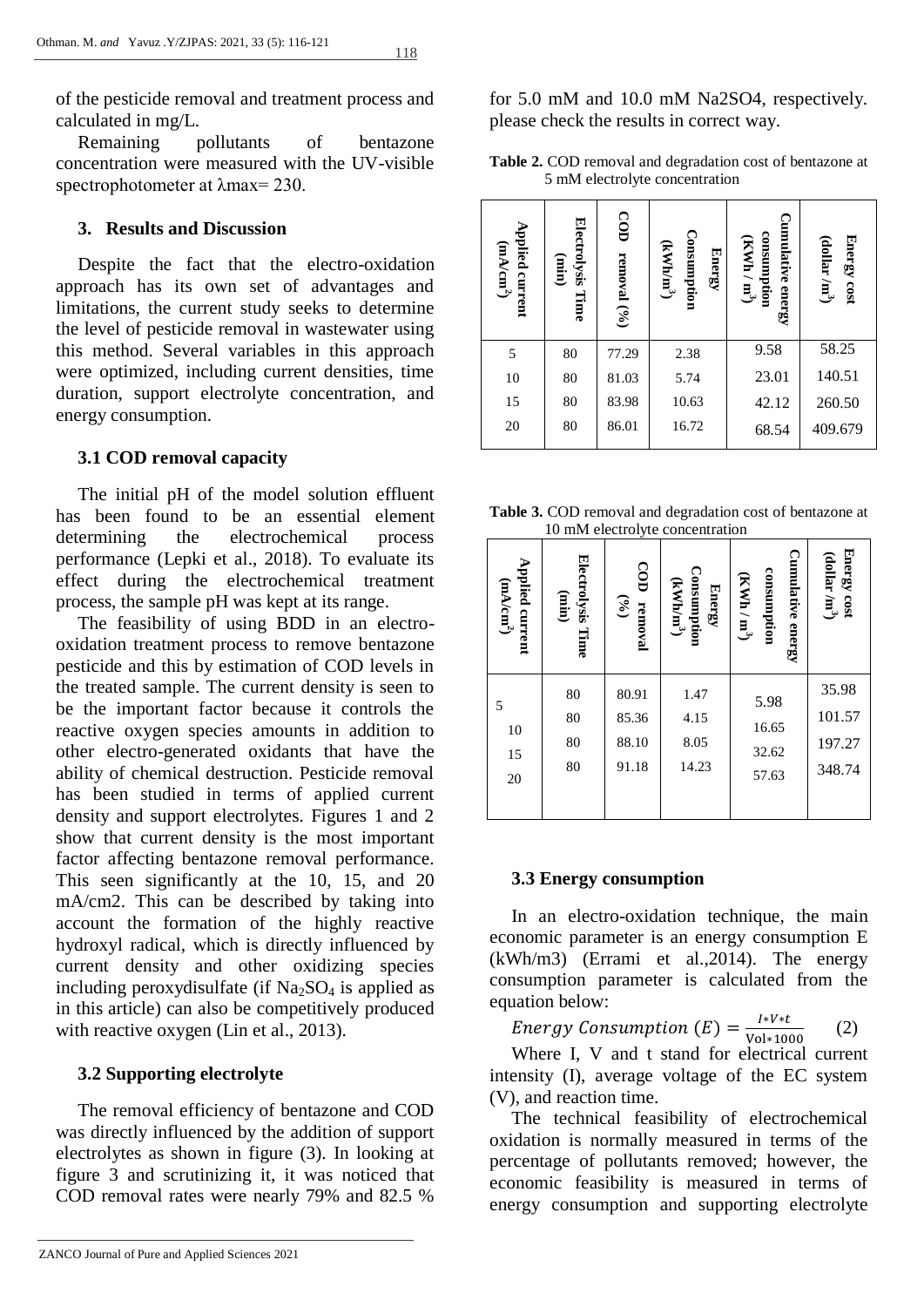of the pesticide removal and treatment process and calculated in mg/L.

Remaining pollutants of bentazone concentration were measured with the UV-visible spectrophotometer at λmax= 230.

## 3. Results and Discussion

Despite the fact that the electro-oxidation approach has its own set of advantages and limitations, the current study seeks to determine the level of pesticide removal in wastewater using this method. Several variables in this approach were optimized, including current densities, time duration, support electrolyte concentration, and energy consumption.

### 3.1 COD removal capacity

The initial pH of the model solution effluent has been found to be an essential element determining the electrochemical process performance (Lepki et al., 2018). To evaluate its effect during the electrochemical treatment process, the sample pH was kept at its range.

The feasibility of using BDD in an electro-oxidation treatment process to remove bentazone pesticide and this by estimation of COD levels in the treated sample. The current density is seen to be the important factor because it controls the reactive oxygen species amounts in addition to other electro-generated oxidants that have the ability of chemical destruction. Pesticide removal has been studied in terms of applied current density and support electrolytes. Figures 1 and 2 show that current density is the most important factor affecting bentazone removal performance. This seen significantly at the 10, 15, and 20 mA/cm2. This can be described by taking into account the formation of the highly reactive hydroxyl radical, which is directly influenced by current density and other oxidizing species including peroxydisulfate (if $Na_2SO_4$ is applied as in this article) can also be competitively produced with reactive oxygen (Lin et al., 2013).

### 3.2 Supporting electrolyte

The removal efficiency of bentazone and COD was directly influenced by the addition of support electrolytes as shown in figure (3). In looking at figure 3 and scrutinizing it, it was noticed that COD removal rates were nearly 79% and 82.5 % for 5.0 mM and 10.0 mM Na2SO4, respectively. please check the results in correct way.

**Table 2.** COD removal and degradation cost of bentazone at 5 mM electrolyte concentration

| Applied current ($mA/cm^2$) | Electrolysis Time (min) | COD removal (%) | Energy Consumption ($kWh/m^3$) | Cumulative energy consumption ($KWh/m^3$) | Energy cost ($dollar/m^3$) |
|---|---|---|---|---|---|
| 5 | 80 | 77.29 | 2.38 | 9.58 | 58.25 |
| 10 | 80 | 81.03 | 5.74 | 23.01 | 140.51 |
| 15 | 80 | 83.98 | 10.63 | 42.12 | 260.50 |
| 20 | 80 | 86.01 | 16.72 | 68.54 | 409.679 |

**Table 3.** COD removal and degradation cost of bentazone at 10 mM electrolyte concentration

| Applied current ($mA/cm^2$) | Electrolysis Time (min) | COD removal (%) | Energy Consumption ($kWh/m^3$) | Cumulative energy consumption ($KWh/m^3$) | Energy cost ($dollar/m^3$) |
|---|---|---|---|---|---|
| 5 | 80 | 80.91 | 1.47 | 5.98 | 35.98 |
| 10 | 80 | 85.36 | 4.15 | 16.65 | 101.57 |
| 15 | 80 | 88.10 | 8.05 | 32.62 | 197.27 |
| 20 | 80 | 91.18 | 14.23 | 57.63 | 348.74 |

### 3.3 Energy consumption

In an electro-oxidation technique, the main economic parameter is an energy consumption E (kWh/m3) (Errami et al.,2014). The energy consumption parameter is calculated from the equation below:

$$Energy\ Consumption\ (E) = \frac{I*V*t}{\text{Vol}*1000} \quad (2)$$

Where I, V and t stand for electrical current intensity (I), average voltage of the EC system (V), and reaction time.

The technical feasibility of electrochemical oxidation is normally measured in terms of the percentage of pollutants removed; however, the economic feasibility is measured in terms of energy consumption and supporting electrolyte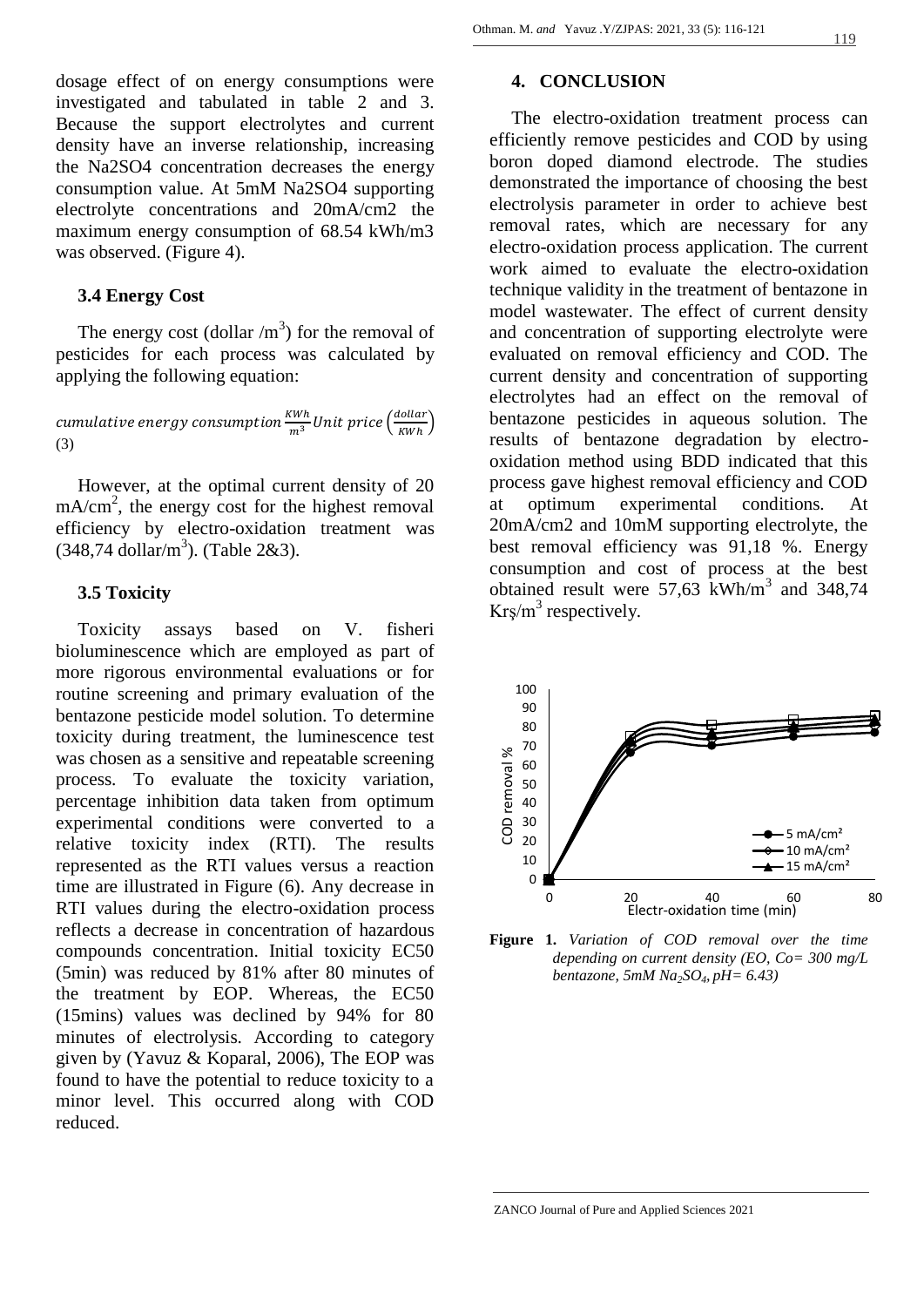dosage effect of on energy consumptions were investigated and tabulated in table 2 and 3. Because the support electrolytes and current density have an inverse relationship, increasing the Na2SO4 concentration decreases the energy consumption value. At 5mM Na2SO4 supporting electrolyte concentrations and 20mA/cm2 the maximum energy consumption of 68.54 kWh/m3 was observed. (Figure 4).

### 3.4 Energy Cost

The energy cost (dollar /$m^3$) for the removal of pesticides for each process was calculated by applying the following equation:

$$cumulative\ energy\ consumption\ \frac{KWh}{m^3} Unit\ price\ \left(\frac{dollar}{KWh}\right) \quad (3)$$

However, at the optimal current density of 20 $mA/cm^2$, the energy cost for the highest removal efficiency by electro-oxidation treatment was (348,74 dollar/$m^3$). (Table 2&3).

### 3.5 Toxicity

Toxicity assays based on V. fisheri bioluminescence which are employed as part of more rigorous environmental evaluations or for routine screening and primary evaluation of the bentazone pesticide model solution. To determine toxicity during treatment, the luminescence test was chosen as a sensitive and repeatable screening process. To evaluate the toxicity variation, percentage inhibition data taken from optimum experimental conditions were converted to a relative toxicity index (RTI). The results represented as the RTI values versus a reaction time are illustrated in Figure (6). Any decrease in RTI values during the electro-oxidation process reflects a decrease in concentration of hazardous compounds concentration. Initial toxicity EC50 (5min) was reduced by 81% after 80 minutes of the treatment by EOP. Whereas, the EC50 (15mins) values was declined by 94% for 80 minutes of electrolysis. According to category given by (Yavuz & Koparal, 2006), The EOP was found to have the potential to reduce toxicity to a minor level. This occurred along with COD reduced.

## 4. CONCLUSION

The electro-oxidation treatment process can efficiently remove pesticides and COD by using boron doped diamond electrode. The studies demonstrated the importance of choosing the best electrolysis parameter in order to achieve best removal rates, which are necessary for any electro-oxidation process application. The current work aimed to evaluate the electro-oxidation technique validity in the treatment of bentazone in model wastewater. The effect of current density and concentration of supporting electrolyte were evaluated on removal efficiency and COD. The current density and concentration of supporting electrolytes had an effect on the removal of bentazone pesticides in aqueous solution. The results of bentazone degradation by electro-oxidation method using BDD indicated that this process gave highest removal efficiency and COD at optimum experimental conditions. At 20mA/cm2 and 10mM supporting electrolyte, the best removal efficiency was 91,18 %. Energy consumption and cost of process at the best obtained result were 57,63 $kWh/m^3$ and 348,74 Krş/$m^3$ respectively.

**Figure 1.** *Variation of COD removal over the time depending on current density (EO, Co= 300 mg/L bentazone, 5mM $Na_2SO_4$, pH= 6.43)*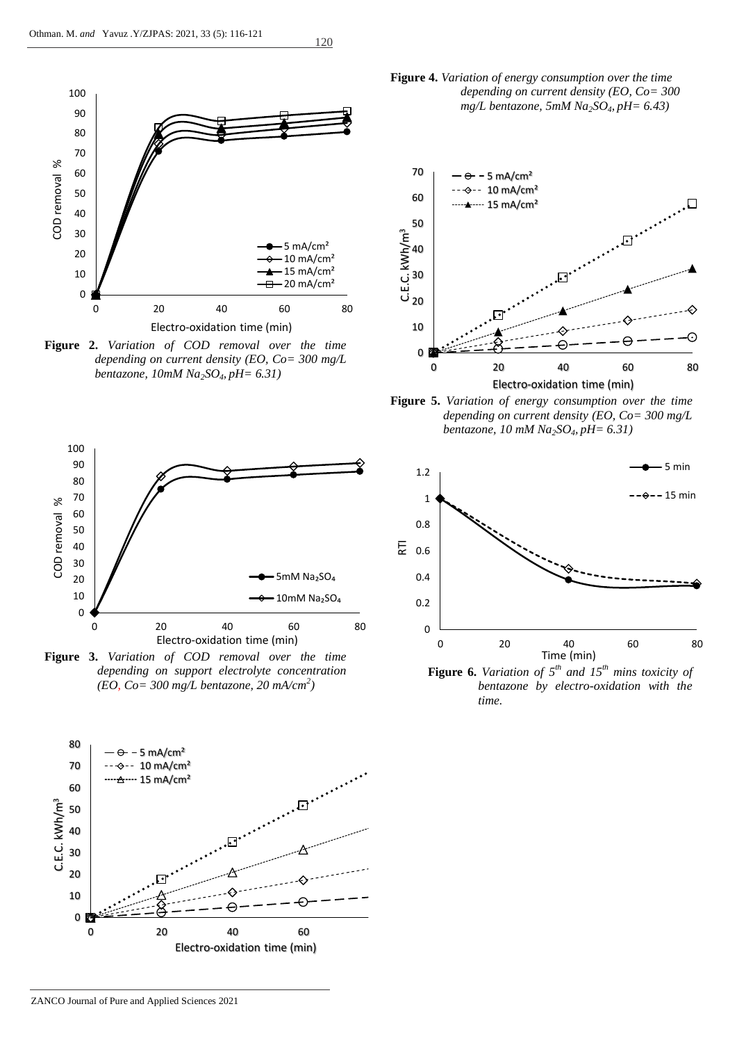**Figure 2.** *Variation of COD removal over the time depending on current density (EO, Co= 300 mg/L bentazone, 10mM $Na_2SO_4$, pH= 6.31)*

**Figure 3.** *Variation of COD removal over the time depending on support electrolyte concentration (EO, Co= 300 mg/L bentazone, 20 mA/cm$^2$)*

**Figure 4.** *Variation of energy consumption over the time depending on current density (EO, Co= 300 mg/L bentazone, 5mM $Na_2SO_4$, pH= 6.43)*

**Figure 5.** *Variation of energy consumption over the time depending on current density (EO, Co= 300 mg/L bentazone, 10 mM $Na_2SO_4$, pH= 6.31)*

**Figure 6.** *Variation of 5$^{th}$ and 15$^{th}$ mins toxicity of bentazone by electro-oxidation with the time.*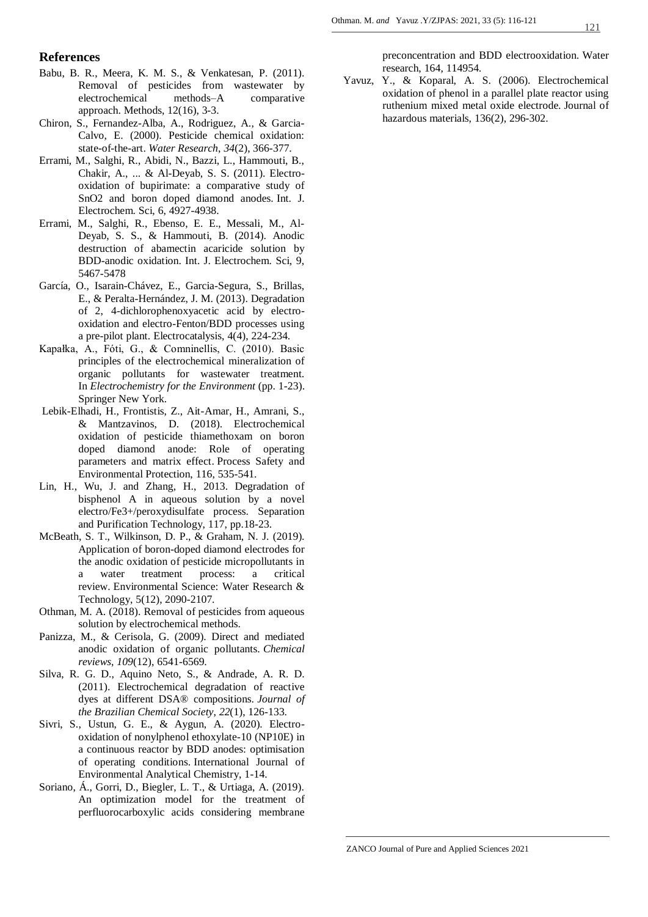## References

Babu, B. R., Meera, K. M. S., & Venkatesan, P. (2011). Removal of pesticides from wastewater by electrochemical methods–A comparative approach. Methods, 12(16), 3-3.

Chiron, S., Fernandez-Alba, A., Rodriguez, A., & Garcia-Calvo, E. (2000). Pesticide chemical oxidation: state-of-the-art. *Water Research*, *34*(2), 366-377.

Errami, M., Salghi, R., Abidi, N., Bazzi, L., Hammouti, B., Chakir, A., ... & Al-Deyab, S. S. (2011). Electro-oxidation of bupirimate: a comparative study of SnO2 and boron doped diamond anodes. Int. J. Electrochem. Sci, 6, 4927-4938.

Errami, M., Salghi, R., Ebenso, E. E., Messali, M., Al-Deyab, S. S., & Hammouti, B. (2014). Anodic destruction of abamectin acaricide solution by BDD-anodic oxidation. Int. J. Electrochem. Sci, 9, 5467-5478

García, O., Isarain-Chávez, E., Garcia-Segura, S., Brillas, E., & Peralta-Hernández, J. M. (2013). Degradation of 2, 4-dichlorophenoxyacetic acid by electro-oxidation and electro-Fenton/BDD processes using a pre-pilot plant. Electrocatalysis, 4(4), 224-234.

Kapałka, A., Fóti, G., & Comninellis, C. (2010). Basic principles of the electrochemical mineralization of organic pollutants for wastewater treatment. In *Electrochemistry for the Environment* (pp. 1-23). Springer New York.

Lebik-Elhadi, H., Frontistis, Z., Ait-Amar, H., Amrani, S., & Mantzavinos, D. (2018). Electrochemical oxidation of pesticide thiamethoxam on boron doped diamond anode: Role of operating parameters and matrix effect. Process Safety and Environmental Protection, 116, 535-541.

Lin, H., Wu, J. and Zhang, H., 2013. Degradation of bisphenol A in aqueous solution by a novel electro/Fe3+/peroxydisulfate process. Separation and Purification Technology, 117, pp.18-23.

McBeath, S. T., Wilkinson, D. P., & Graham, N. J. (2019). Application of boron-doped diamond electrodes for the anodic oxidation of pesticide micropollutants in a water treatment process: a critical review. Environmental Science: Water Research & Technology, 5(12), 2090-2107.

Othman, M. A. (2018). Removal of pesticides from aqueous solution by electrochemical methods.

Panizza, M., & Cerisola, G. (2009). Direct and mediated anodic oxidation of organic pollutants. *Chemical reviews*, *109*(12), 6541-6569.

Silva, R. G. D., Aquino Neto, S., & Andrade, A. R. D. (2011). Electrochemical degradation of reactive dyes at different DSA® compositions. *Journal of the Brazilian Chemical Society*, *22*(1), 126-133.

Sivri, S., Ustun, G. E., & Aygun, A. (2020). Electro-oxidation of nonylphenol ethoxylate-10 (NP10E) in a continuous reactor by BDD anodes: optimisation of operating conditions. International Journal of Environmental Analytical Chemistry, 1-14.

Soriano, Á., Gorri, D., Biegler, L. T., & Urtiaga, A. (2019). An optimization model for the treatment of perfluorocarboxylic acids considering membrane preconcentration and BDD electrooxidation. Water research, 164, 114954.

Yavuz, Y., & Koparal, A. S. (2006). Electrochemical oxidation of phenol in a parallel plate reactor using ruthenium mixed metal oxide electrode. Journal of hazardous materials, 136(2), 296-302.